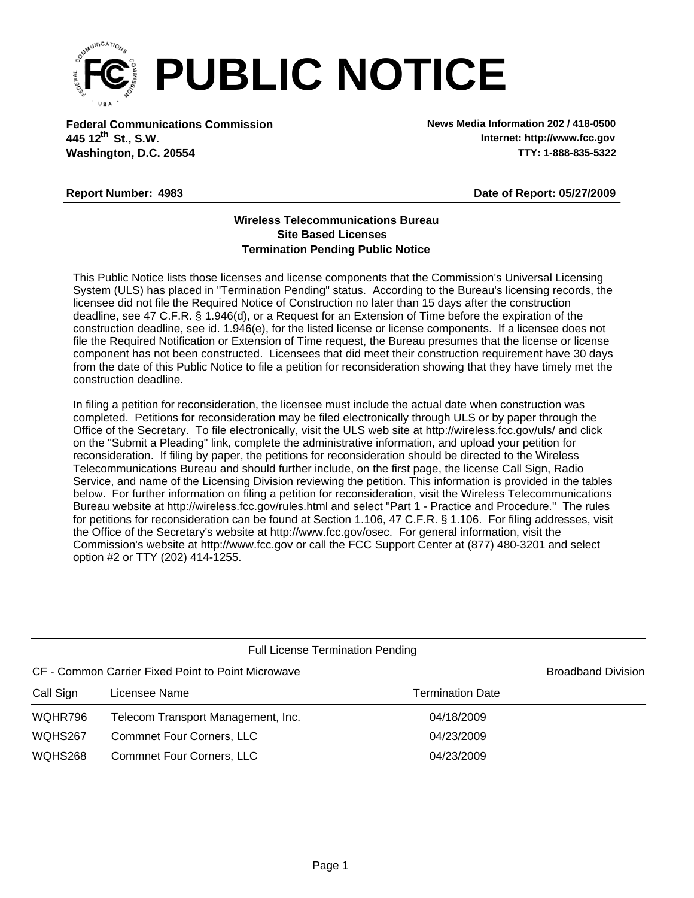# PUBLIC NOTICE

**Federal Communications Commission**
**445 12th St., S.W.**
**Washington, D.C. 20554**

**News Media Information 202 / 418-0500**
**Internet: http://www.fcc.gov**
**TTY: 1-888-835-5322**

**Report Number: 4983** **Date of Report: 05/27/2009**

**Wireless Telecommunications Bureau**
**Site Based Licenses**
**Termination Pending Public Notice**

This Public Notice lists those licenses and license components that the Commission's Universal Licensing System (ULS) has placed in "Termination Pending" status. According to the Bureau's licensing records, the licensee did not file the Required Notice of Construction no later than 15 days after the construction deadline, see 47 C.F.R. § 1.946(d), or a Request for an Extension of Time before the expiration of the construction deadline, see id. 1.946(e), for the listed license or license components. If a licensee does not file the Required Notification or Extension of Time request, the Bureau presumes that the license or license component has not been constructed. Licensees that did meet their construction requirement have 30 days from the date of this Public Notice to file a petition for reconsideration showing that they have timely met the construction deadline.

In filing a petition for reconsideration, the licensee must include the actual date when construction was completed. Petitions for reconsideration may be filed electronically through ULS or by paper through the Office of the Secretary. To file electronically, visit the ULS web site at http://wireless.fcc.gov/uls/ and click on the "Submit a Pleading" link, complete the administrative information, and upload your petition for reconsideration. If filing by paper, the petitions for reconsideration should be directed to the Wireless Telecommunications Bureau and should further include, on the first page, the license Call Sign, Radio Service, and name of the Licensing Division reviewing the petition. This information is provided in the tables below. For further information on filing a petition for reconsideration, visit the Wireless Telecommunications Bureau website at http://wireless.fcc.gov/rules.html and select "Part 1 - Practice and Procedure." The rules for petitions for reconsideration can be found at Section 1.106, 47 C.F.R. § 1.106. For filing addresses, visit the Office of the Secretary's website at http://www.fcc.gov/osec. For general information, visit the Commission's website at http://www.fcc.gov or call the FCC Support Center at (877) 480-3201 and select option #2 or TTY (202) 414-1255.

Full License Termination Pending

CF - Common Carrier Fixed Point to Point Microwave — Broadband Division

| Call Sign | Licensee Name | Termination Date |
|---|---|---|
| WQHR796 | Telecom Transport Management, Inc. | 04/18/2009 |
| WQHS267 | Commnet Four Corners, LLC | 04/23/2009 |
| WQHS268 | Commnet Four Corners, LLC | 04/23/2009 |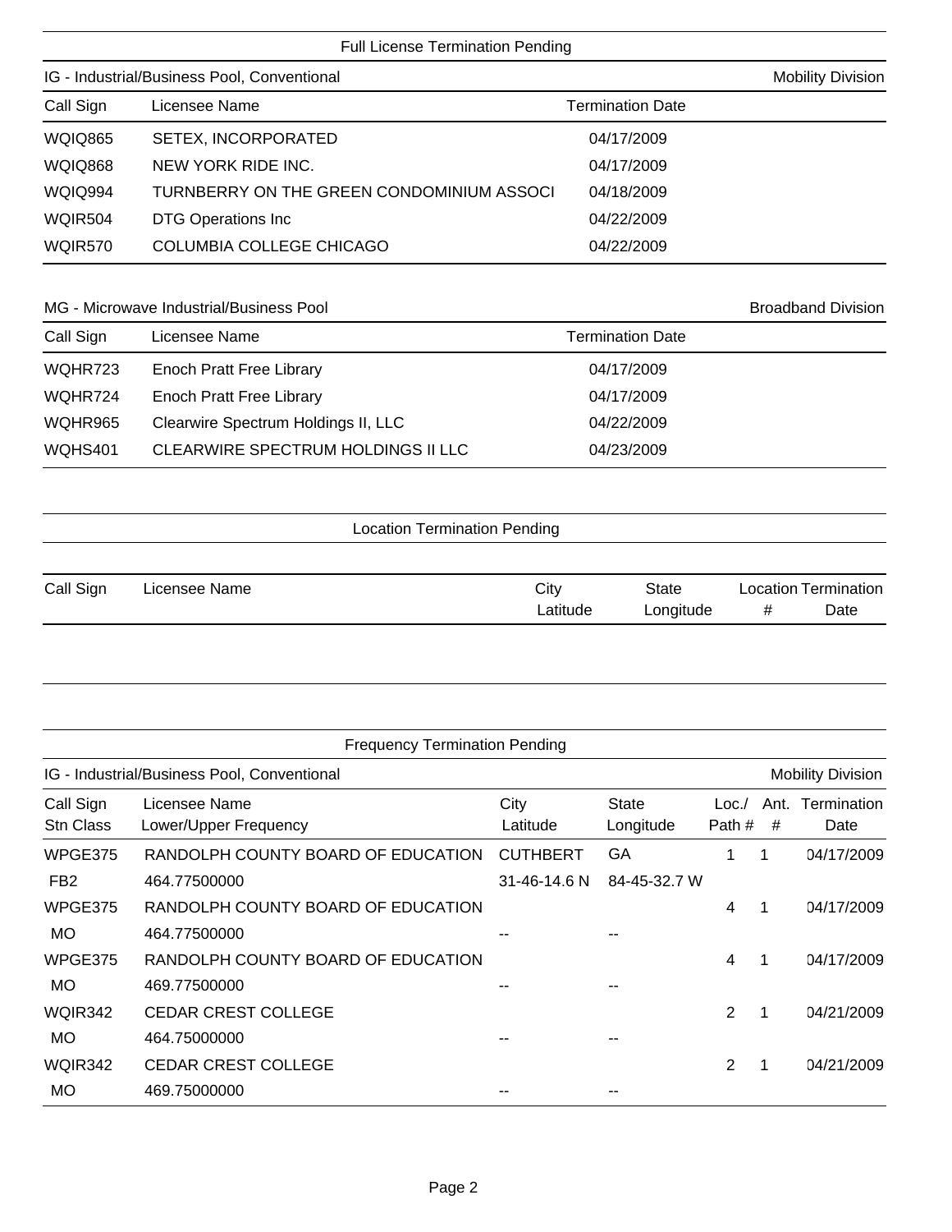## Full License Termination Pending

### IG - Industrial/Business Pool, Conventional

Mobility Division

| Call Sign | Licensee Name | Termination Date |
|---|---|---|
| WQIQ865 | SETEX, INCORPORATED | 04/17/2009 |
| WQIQ868 | NEW YORK RIDE INC. | 04/17/2009 |
| WQIQ994 | TURNBERRY ON THE GREEN CONDOMINIUM ASSOCI | 04/18/2009 |
| WQIR504 | DTG Operations Inc | 04/22/2009 |
| WQIR570 | COLUMBIA COLLEGE CHICAGO | 04/22/2009 |

### MG - Microwave Industrial/Business Pool

Broadband Division

| Call Sign | Licensee Name | Termination Date |
|---|---|---|
| WQHR723 | Enoch Pratt Free Library | 04/17/2009 |
| WQHR724 | Enoch Pratt Free Library | 04/17/2009 |
| WQHR965 | Clearwire Spectrum Holdings II, LLC | 04/22/2009 |
| WQHS401 | CLEARWIRE SPECTRUM HOLDINGS II LLC | 04/23/2009 |

## Location Termination Pending

| Call Sign | Licensee Name | City / Latitude | State / Longitude | Location # | Termination Date |
|---|---|---|---|---|---|

## Frequency Termination Pending

### IG - Industrial/Business Pool, Conventional

Mobility Division

| Call Sign / Stn Class | Licensee Name / Lower/Upper Frequency | City / Latitude | State / Longitude | Loc./ Path # | Ant. # | Termination Date |
|---|---|---|---|---|---|---|
| WPGE375 | RANDOLPH COUNTY BOARD OF EDUCATION | CUTHBERT | GA | 1 | 1 | 04/17/2009 |
| FB2 | 464.77500000 | 31-46-14.6 N | 84-45-32.7 W | | | |
| WPGE375 | RANDOLPH COUNTY BOARD OF EDUCATION | | | 4 | 1 | 04/17/2009 |
| MO | 464.77500000 | -- | -- | | | |
| WPGE375 | RANDOLPH COUNTY BOARD OF EDUCATION | | | 4 | 1 | 04/17/2009 |
| MO | 469.77500000 | -- | -- | | | |
| WQIR342 | CEDAR CREST COLLEGE | | | 2 | 1 | 04/21/2009 |
| MO | 464.75000000 | -- | -- | | | |
| WQIR342 | CEDAR CREST COLLEGE | | | 2 | 1 | 04/21/2009 |
| MO | 469.75000000 | -- | -- | | | |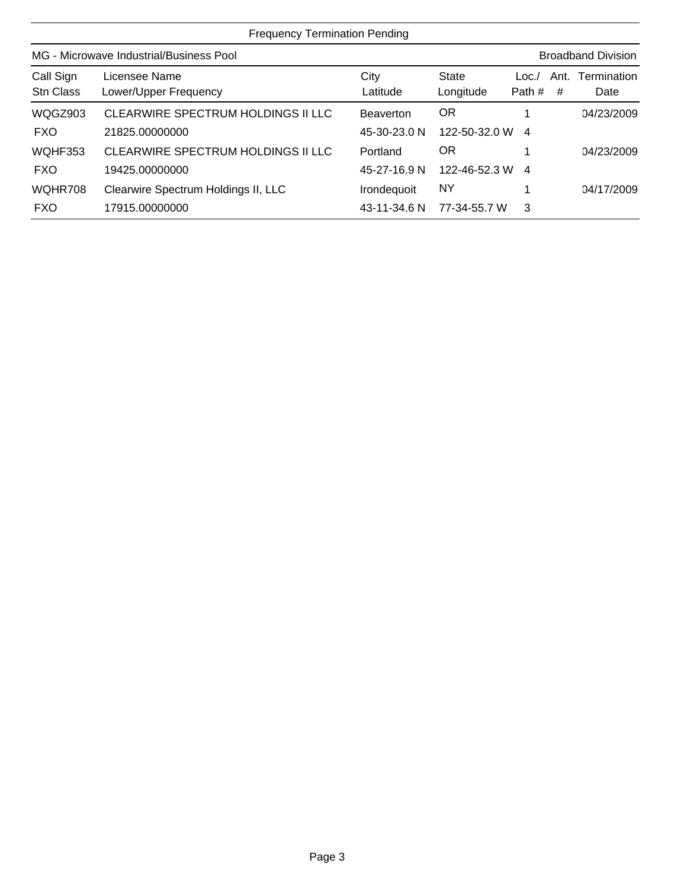Frequency Termination Pending

| MG - Microwave Industrial/Business Pool | | | | | | Broadband Division |
|---|---|---|---|---|---|---|
| Call Sign<br>Stn Class | Licensee Name<br>Lower/Upper Frequency | City<br>Latitude | State<br>Longitude | Loc./<br>Path # | Ant.<br># | Termination<br>Date |
| WQGZ903<br>FXO | CLEARWIRE SPECTRUM HOLDINGS II LLC<br>21825.00000000 | Beaverton<br>45-30-23.0 N | OR<br>122-50-32.0 W | 1<br>4 | | 04/23/2009 |
| WQHF353<br>FXO | CLEARWIRE SPECTRUM HOLDINGS II LLC<br>19425.00000000 | Portland<br>45-27-16.9 N | OR<br>122-46-52.3 W | 1<br>4 | | 04/23/2009 |
| WQHR708<br>FXO | Clearwire Spectrum Holdings II, LLC<br>17915.00000000 | Irondequoit<br>43-11-34.6 N | NY<br>77-34-55.7 W | 1<br>3 | | 04/17/2009 |